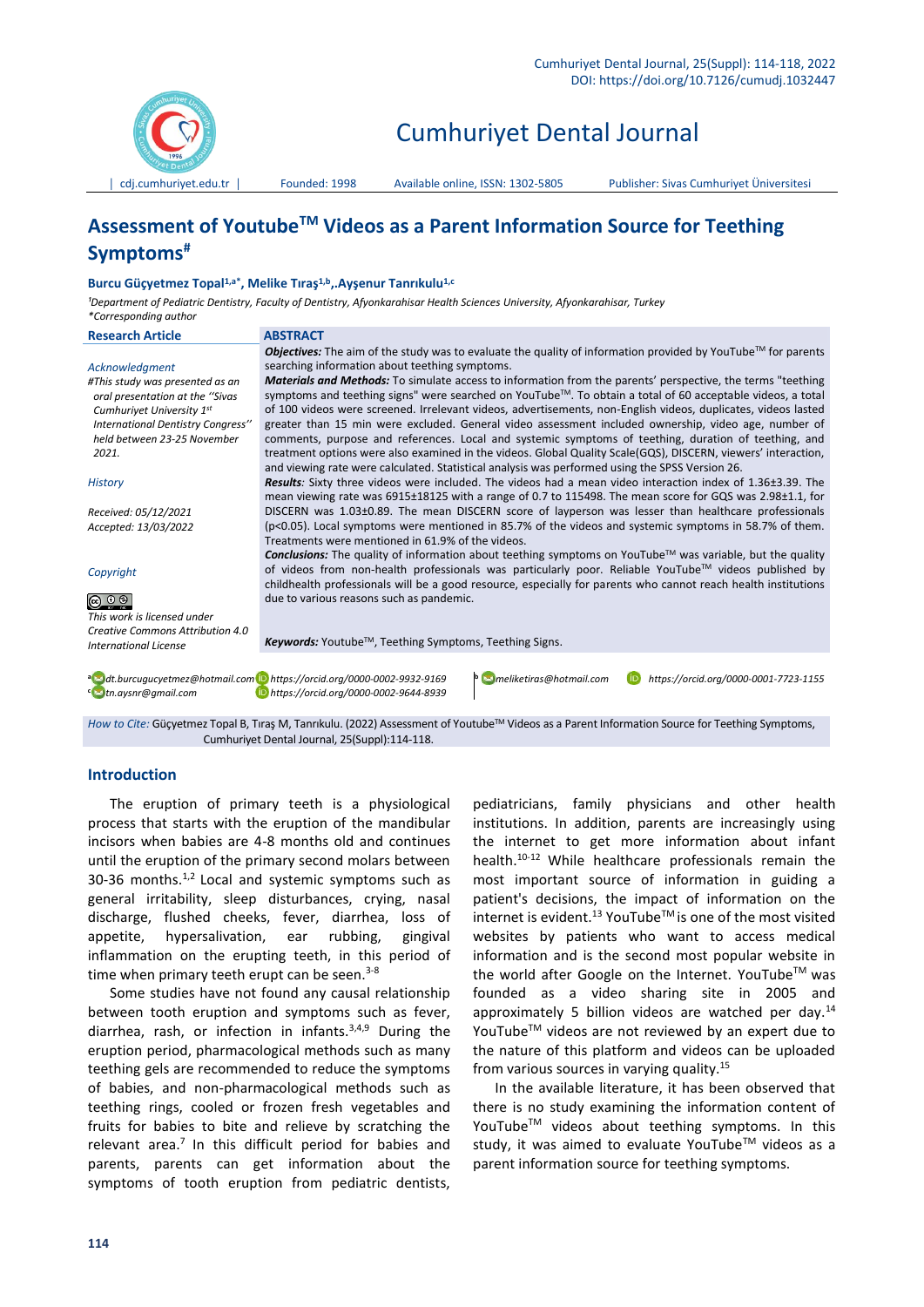# Assessment of Youtube™ Videos as a Parent Information Source for Teething Symptoms[#]

**Burcu Güçyetmez Topal[1,a]*, Melike Tıraş[1,b],.Ayşenur Tanrıkulu[1,c]**

*[1]Department of Pediatric Dentistry, Faculty of Dentistry, Afyonkarahisar Health Sciences University, Afyonkarahisar, Turkey*
*\*Corresponding author*

**Research Article**

*Acknowledgment*
*#This study was presented as an oral presentation at the "Sivas Cumhuriyet University 1st International Dentistry Congress" held between 23-25 November 2021.*

*History*

*Received: 05/12/2021*
*Accepted: 13/03/2022*

*Copyright*

*This work is licensed under Creative Commons Attribution 4.0 International License*

## ABSTRACT

***Objectives:*** The aim of the study was to evaluate the quality of information provided by YouTube™ for parents searching information about teething symptoms.

***Materials and Methods:*** To simulate access to information from the parents' perspective, the terms "teething symptoms and teething signs" were searched on YouTube™. To obtain a total of 60 acceptable videos, a total of 100 videos were screened. Irrelevant videos, advertisements, non-English videos, duplicates, videos lasted greater than 15 min were excluded. General video assessment included ownership, video age, number of comments, purpose and references. Local and systemic symptoms of teething, duration of teething, and treatment options were also examined in the videos. Global Quality Scale(GQS), DISCERN, viewers' interaction, and viewing rate were calculated. Statistical analysis was performed using the SPSS Version 26.

***Results:*** Sixty three videos were included. The videos had a mean video interaction index of 1.36±3.39. The mean viewing rate was 6915±18125 with a range of 0.7 to 115498. The mean score for GQS was 2.98±1.1, for DISCERN was 1.03±0.89. The mean DISCERN score of layperson was lesser than healthcare professionals ($p<0.05$). Local symptoms were mentioned in 85.7% of the videos and systemic symptoms in 58.7% of them. Treatments were mentioned in 61.9% of the videos.

***Conclusions:*** The quality of information about teething symptoms on YouTube™ was variable, but the quality of videos from non-health professionals was particularly poor. Reliable YouTube™ videos published by childhealth professionals will be a good resource, especially for parents who cannot reach health institutions due to various reasons such as pandemic.

***Keywords:*** Youtube™, Teething Symptoms, Teething Signs.

[a] dt.burcugucyetmez@hotmail.com https://orcid.org/0000-0002-9932-9169
[b] meliketiras@hotmail.com https://orcid.org/0000-0001-7723-1155
[c] tn.aysnr@gmail.com https://orcid.org/0000-0002-9644-8939

*How to Cite:* Güçyetmez Topal B, Tıraş M, Tanrıkulu. (2022) Assessment of Youtube™ Videos as a Parent Information Source for Teething Symptoms, Cumhuriyet Dental Journal, 25(Suppl):114-118.

## Introduction

The eruption of primary teeth is a physiological process that starts with the eruption of the mandibular incisors when babies are 4-8 months old and continues until the eruption of the primary second molars between 30-36 months.[1,2] Local and systemic symptoms such as general irritability, sleep disturbances, crying, nasal discharge, flushed cheeks, fever, diarrhea, loss of appetite, hypersalivation, ear rubbing, gingival inflammation on the erupting teeth, in this period of time when primary teeth erupt can be seen.[3-8]

Some studies have not found any causal relationship between tooth eruption and symptoms such as fever, diarrhea, rash, or infection in infants.[3,4,9] During the eruption period, pharmacological methods such as many teething gels are recommended to reduce the symptoms of babies, and non-pharmacological methods such as teething rings, cooled or frozen fresh vegetables and fruits for babies to bite and relieve by scratching the relevant area.[7] In this difficult period for babies and parents, parents can get information about the symptoms of tooth eruption from pediatric dentists, pediatricians, family physicians and other health institutions. In addition, parents are increasingly using the internet to get more information about infant health.[10-12] While healthcare professionals remain the most important source of information in guiding a patient's decisions, the impact of information on the internet is evident.[13] YouTube™ is one of the most visited websites by patients who want to access medical information and is the second most popular website in the world after Google on the Internet. YouTube™ was founded as a video sharing site in 2005 and approximately 5 billion videos are watched per day.[14] YouTube™ videos are not reviewed by an expert due to the nature of this platform and videos can be uploaded from various sources in varying quality.[15]

In the available literature, it has been observed that there is no study examining the information content of YouTube™ videos about teething symptoms. In this study, it was aimed to evaluate YouTube™ videos as a parent information source for teething symptoms.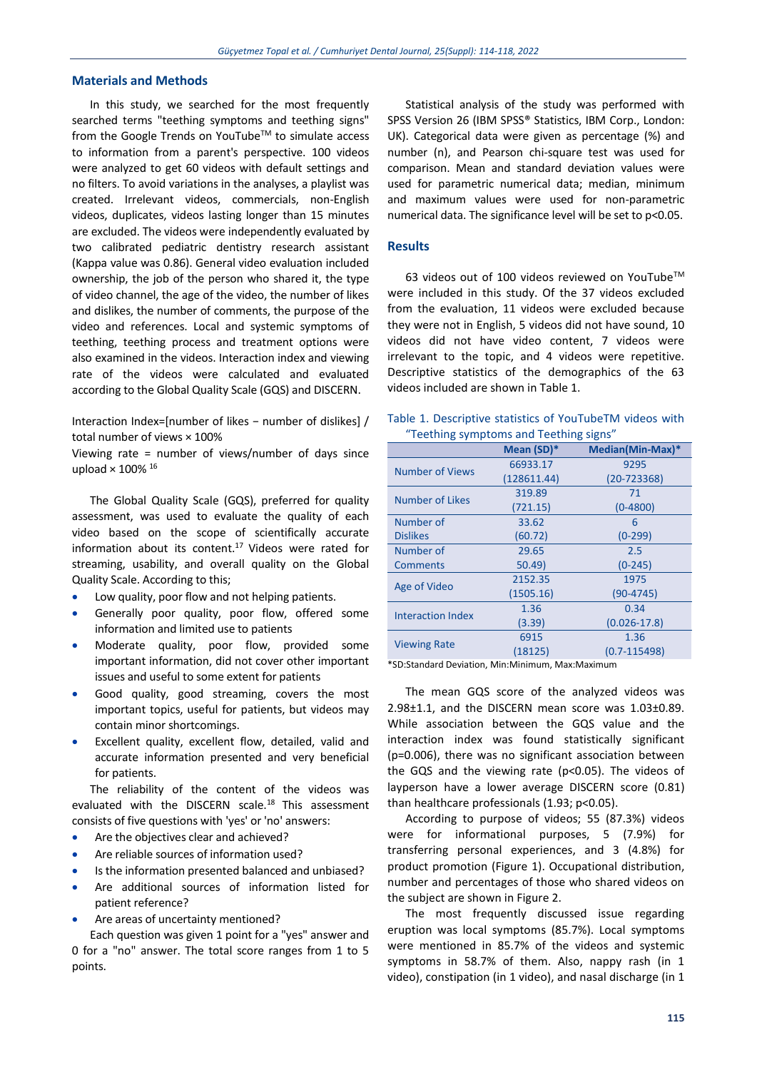## Materials and Methods

In this study, we searched for the most frequently searched terms "teething symptoms and teething signs" from the Google Trends on YouTube™ to simulate access to information from a parent's perspective. 100 videos were analyzed to get 60 videos with default settings and no filters. To avoid variations in the analyses, a playlist was created. Irrelevant videos, commercials, non-English videos, duplicates, videos lasting longer than 15 minutes are excluded. The videos were independently evaluated by two calibrated pediatric dentistry research assistant (Kappa value was 0.86). General video evaluation included ownership, the job of the person who shared it, the type of video channel, the age of the video, the number of likes and dislikes, the number of comments, the purpose of the video and references. Local and systemic symptoms of teething, teething process and treatment options were also examined in the videos. Interaction index and viewing rate of the videos were calculated and evaluated according to the Global Quality Scale (GQS) and DISCERN.

Interaction Index=[number of likes − number of dislikes] / total number of views × 100%

Viewing rate = number of views/number of days since upload × 100% [16]

The Global Quality Scale (GQS), preferred for quality assessment, was used to evaluate the quality of each video based on the scope of scientifically accurate information about its content.[17] Videos were rated for streaming, usability, and overall quality on the Global Quality Scale. According to this;

- Low quality, poor flow and not helping patients.
- Generally poor quality, poor flow, offered some information and limited use to patients
- Moderate quality, poor flow, provided some important information, did not cover other important issues and useful to some extent for patients
- Good quality, good streaming, covers the most important topics, useful for patients, but videos may contain minor shortcomings.
- Excellent quality, excellent flow, detailed, valid and accurate information presented and very beneficial for patients.

The reliability of the content of the videos was evaluated with the DISCERN scale.[18] This assessment consists of five questions with 'yes' or 'no' answers:

- Are the objectives clear and achieved?
- Are reliable sources of information used?
- Is the information presented balanced and unbiased?
- Are additional sources of information listed for patient reference?
- Are areas of uncertainty mentioned?

Each question was given 1 point for a "yes" answer and 0 for a "no" answer. The total score ranges from 1 to 5 points.

Statistical analysis of the study was performed with SPSS Version 26 (IBM SPSS® Statistics, IBM Corp., London: UK). Categorical data were given as percentage (%) and number (n), and Pearson chi-square test was used for comparison. Mean and standard deviation values were used for parametric numerical data; median, minimum and maximum values were used for non-parametric numerical data. The significance level will be set to $p<0.05$.

## Results

63 videos out of 100 videos reviewed on YouTube™ were included in this study. Of the 37 videos excluded from the evaluation, 11 videos were excluded because they were not in English, 5 videos did not have sound, 10 videos did not have video content, 7 videos were irrelevant to the topic, and 4 videos were repetitive. Descriptive statistics of the demographics of the 63 videos included are shown in Table 1.

Table 1. Descriptive statistics of YouTubeTM videos with "Teething symptoms and Teething signs"

| | Mean (SD)* | Median(Min-Max)* |
|---|---|---|
| Number of Views | 66933.17 (128611.44) | 9295 (20-723368) |
| Number of Likes | 319.89 (721.15) | 71 (0-4800) |
| Number of Dislikes | 33.62 (60.72) | 6 (0-299) |
| Number of Comments | 29.65 50.49) | 2.5 (0-245) |
| Age of Video | 2152.35 (1505.16) | 1975 (90-4745) |
| Interaction Index | 1.36 (3.39) | 0.34 (0.026-17.8) |
| Viewing Rate | 6915 (18125) | 1.36 (0.7-115498) |

*SD:Standard Deviation, Min:Minimum, Max:Maximum

The mean GQS score of the analyzed videos was 2.98±1.1, and the DISCERN mean score was 1.03±0.89. While association between the GQS value and the interaction index was found statistically significant ($p=0.006$), there was no significant association between the GQS and the viewing rate ($p<0.05$). The videos of layperson have a lower average DISCERN score (0.81) than healthcare professionals (1.93; $p<0.05$).

According to purpose of videos; 55 (87.3%) videos were for informational purposes, 5 (7.9%) for transferring personal experiences, and 3 (4.8%) for product promotion (Figure 1). Occupational distribution, number and percentages of those who shared videos on the subject are shown in Figure 2.

The most frequently discussed issue regarding eruption was local symptoms (85.7%). Local symptoms were mentioned in 85.7% of the videos and systemic symptoms in 58.7% of them. Also, nappy rash (in 1 video), constipation (in 1 video), and nasal discharge (in 1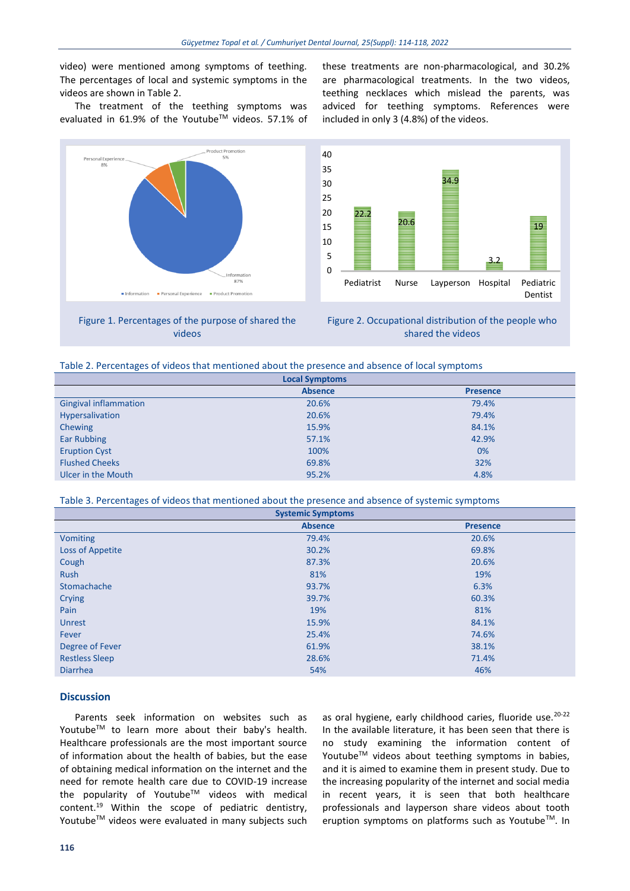video) were mentioned among symptoms of teething. The percentages of local and systemic symptoms in the videos are shown in Table 2.

The treatment of the teething symptoms was evaluated in 61.9% of the Youtube™ videos. 57.1% of these treatments are non-pharmacological, and 30.2% are pharmacological treatments. In the two videos, teething necklaces which mislead the parents, was adviced for teething symptoms. References were included in only 3 (4.8%) of the videos.

Figure 1. Percentages of the purpose of shared the videos

Figure 2. Occupational distribution of the people who shared the videos

Table 2. Percentages of videos that mentioned about the presence and absence of local symptoms

| Local Symptoms | | |
|---|---|---|
| | Absence | Presence |
| Gingival inflammation | 20.6% | 79.4% |
| Hypersalivation | 20.6% | 79.4% |
| Chewing | 15.9% | 84.1% |
| Ear Rubbing | 57.1% | 42.9% |
| Eruption Cyst | 100% | 0% |
| Flushed Cheeks | 69.8% | 32% |
| Ulcer in the Mouth | 95.2% | 4.8% |

Table 3. Percentages of videos that mentioned about the presence and absence of systemic symptoms

| Systemic Symptoms | | |
|---|---|---|
| | Absence | Presence |
| Vomiting | 79.4% | 20.6% |
| Loss of Appetite | 30.2% | 69.8% |
| Cough | 87.3% | 20.6% |
| Rush | 81% | 19% |
| Stomachache | 93.7% | 6.3% |
| Crying | 39.7% | 60.3% |
| Pain | 19% | 81% |
| Unrest | 15.9% | 84.1% |
| Fever | 25.4% | 74.6% |
| Degree of Fever | 61.9% | 38.1% |
| Restless Sleep | 28.6% | 71.4% |
| Diarrhea | 54% | 46% |

## Discussion

Parents seek information on websites such as Youtube™ to learn more about their baby's health. Healthcare professionals are the most important source of information about the health of babies, but the ease of obtaining medical information on the internet and the need for remote health care due to COVID-19 increase the popularity of Youtube™ videos with medical content.[19] Within the scope of pediatric dentistry, Youtube™ videos were evaluated in many subjects such as oral hygiene, early childhood caries, fluoride use.[20-22] In the available literature, it has been seen that there is no study examining the information content of Youtube™ videos about teething symptoms in babies, and it is aimed to examine them in present study. Due to the increasing popularity of the internet and social media in recent years, it is seen that both healthcare professionals and layperson share videos about tooth eruption symptoms on platforms such as Youtube™. In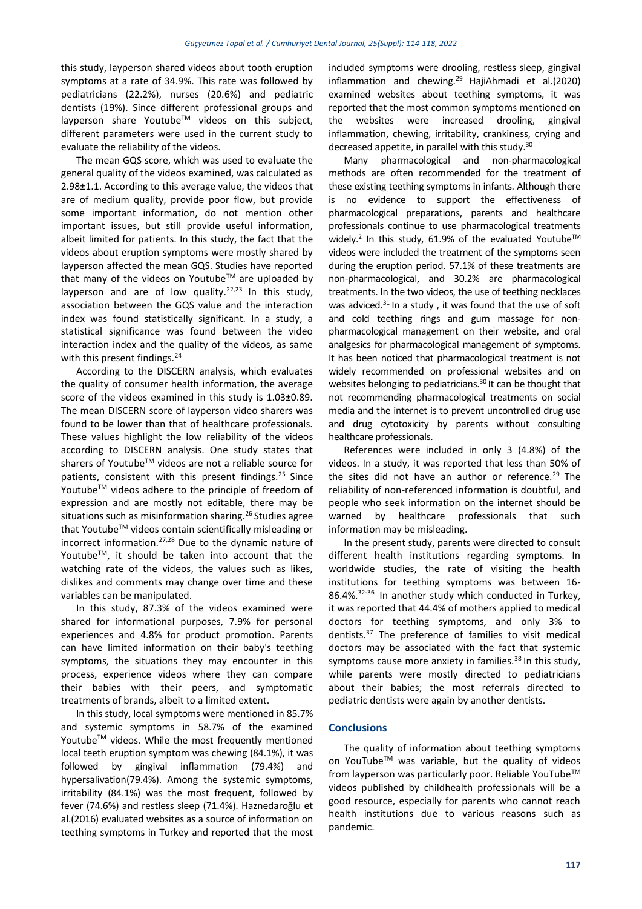this study, layperson shared videos about tooth eruption symptoms at a rate of 34.9%. This rate was followed by pediatricians (22.2%), nurses (20.6%) and pediatric dentists (19%). Since different professional groups and layperson share Youtube™ videos on this subject, different parameters were used in the current study to evaluate the reliability of the videos.

The mean GQS score, which was used to evaluate the general quality of the videos examined, was calculated as 2.98±1.1. According to this average value, the videos that are of medium quality, provide poor flow, but provide some important information, do not mention other important issues, but still provide useful information, albeit limited for patients. In this study, the fact that the videos about eruption symptoms were mostly shared by layperson affected the mean GQS. Studies have reported that many of the videos on Youtube™ are uploaded by layperson and are of low quality.[22,23] In this study, association between the GQS value and the interaction index was found statistically significant. In a study, a statistical significance was found between the video interaction index and the quality of the videos, as same with this present findings.[24]

According to the DISCERN analysis, which evaluates the quality of consumer health information, the average score of the videos examined in this study is 1.03±0.89. The mean DISCERN score of layperson video sharers was found to be lower than that of healthcare professionals. These values highlight the low reliability of the videos according to DISCERN analysis. One study states that sharers of Youtube™ videos are not a reliable source for patients, consistent with this present findings.[25] Since Youtube™ videos adhere to the principle of freedom of expression and are mostly not editable, there may be situations such as misinformation sharing.[26] Studies agree that Youtube™ videos contain scientifically misleading or incorrect information.[27,28] Due to the dynamic nature of Youtube™, it should be taken into account that the watching rate of the videos, the values such as likes, dislikes and comments may change over time and these variables can be manipulated.

In this study, 87.3% of the videos examined were shared for informational purposes, 7.9% for personal experiences and 4.8% for product promotion. Parents can have limited information on their baby's teething symptoms, the situations they may encounter in this process, experience videos where they can compare their babies with their peers, and symptomatic treatments of brands, albeit to a limited extent.

In this study, local symptoms were mentioned in 85.7% and systemic symptoms in 58.7% of the examined Youtube™ videos. While the most frequently mentioned local teeth eruption symptom was chewing (84.1%), it was followed by gingival inflammation (79.4%) and hypersalivation(79.4%). Among the systemic symptoms, irritability (84.1%) was the most frequent, followed by fever (74.6%) and restless sleep (71.4%). Haznedaroğlu et al.(2016) evaluated websites as a source of information on teething symptoms in Turkey and reported that the most included symptoms were drooling, restless sleep, gingival inflammation and chewing.[29] HajiAhmadi et al.(2020) examined websites about teething symptoms, it was reported that the most common symptoms mentioned on the websites were increased drooling, gingival inflammation, chewing, irritability, crankiness, crying and decreased appetite, in parallel with this study.[30]

Many pharmacological and non-pharmacological methods are often recommended for the treatment of these existing teething symptoms in infants. Although there is no evidence to support the effectiveness of pharmacological preparations, parents and healthcare professionals continue to use pharmacological treatments widely.[2] In this study, 61.9% of the evaluated Youtube™ videos were included the treatment of the symptoms seen during the eruption period. 57.1% of these treatments are non-pharmacological, and 30.2% are pharmacological treatments. In the two videos, the use of teething necklaces was adviced.[31] In a study , it was found that the use of soft and cold teething rings and gum massage for non-pharmacological management on their website, and oral analgesics for pharmacological management of symptoms. It has been noticed that pharmacological treatment is not widely recommended on professional websites and on websites belonging to pediatricians.[30] It can be thought that not recommending pharmacological treatments on social media and the internet is to prevent uncontrolled drug use and drug cytotoxicity by parents without consulting healthcare professionals.

References were included in only 3 (4.8%) of the videos. In a study, it was reported that less than 50% of the sites did not have an author or reference.[29] The reliability of non-referenced information is doubtful, and people who seek information on the internet should be warned by healthcare professionals that such information may be misleading.

In the present study, parents were directed to consult different health institutions regarding symptoms. In worldwide studies, the rate of visiting the health institutions for teething symptoms was between 16-86.4%.[32-36] In another study which conducted in Turkey, it was reported that 44.4% of mothers applied to medical doctors for teething symptoms, and only 3% to dentists.[37] The preference of families to visit medical doctors may be associated with the fact that systemic symptoms cause more anxiety in families.[38] In this study, while parents were mostly directed to pediatricians about their babies; the most referrals directed to pediatric dentists were again by another dentists.

## Conclusions

The quality of information about teething symptoms on YouTube™ was variable, but the quality of videos from layperson was particularly poor. Reliable YouTube™ videos published by childhealth professionals will be a good resource, especially for parents who cannot reach health institutions due to various reasons such as pandemic.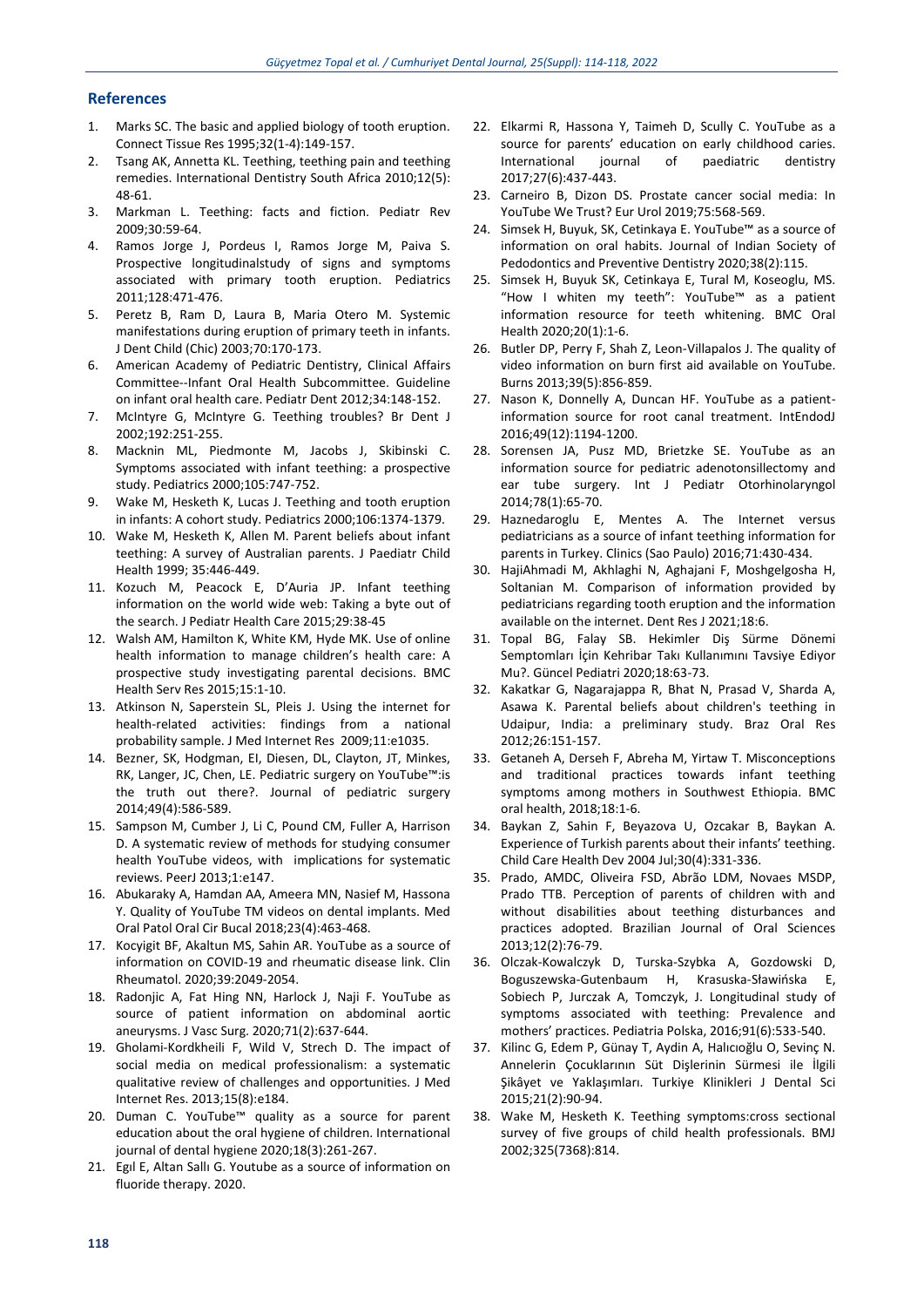## References

1. Marks SC. The basic and applied biology of tooth eruption. Connect Tissue Res 1995;32(1-4):149-157.
2. Tsang AK, Annetta KL. Teething, teething pain and teething remedies. International Dentistry South Africa 2010;12(5): 48-61.
3. Markman L. Teething: facts and fiction. Pediatr Rev 2009;30:59-64.
4. Ramos Jorge J, Pordeus I, Ramos Jorge M, Paiva S. Prospective longitudinalstudy of signs and symptoms associated with primary tooth eruption. Pediatrics 2011;128:471-476.
5. Peretz B, Ram D, Laura B, Maria Otero M. Systemic manifestations during eruption of primary teeth in infants. J Dent Child (Chic) 2003;70:170-173.
6. American Academy of Pediatric Dentistry, Clinical Affairs Committee--Infant Oral Health Subcommittee. Guideline on infant oral health care. Pediatr Dent 2012;34:148-152.
7. McIntyre G, McIntyre G. Teething troubles? Br Dent J 2002;192:251-255.
8. Macknin ML, Piedmonte M, Jacobs J, Skibinski C. Symptoms associated with infant teething: a prospective study. Pediatrics 2000;105:747-752.
9. Wake M, Hesketh K, Lucas J. Teething and tooth eruption in infants: A cohort study. Pediatrics 2000;106:1374-1379.
10. Wake M, Hesketh K, Allen M. Parent beliefs about infant teething: A survey of Australian parents. J Paediatr Child Health 1999; 35:446-449.
11. Kozuch M, Peacock E, D'Auria JP. Infant teething information on the world wide web: Taking a byte out of the search. J Pediatr Health Care 2015;29:38-45
12. Walsh AM, Hamilton K, White KM, Hyde MK. Use of online health information to manage children's health care: A prospective study investigating parental decisions. BMC Health Serv Res 2015;15:1-10.
13. Atkinson N, Saperstein SL, Pleis J. Using the internet for health-related activities: findings from a national probability sample. J Med Internet Res 2009;11:e1035.
14. Bezner, SK, Hodgman, EI, Diesen, DL, Clayton, JT, Minkes, RK, Langer, JC, Chen, LE. Pediatric surgery on YouTube™:is the truth out there?. Journal of pediatric surgery 2014;49(4):586-589.
15. Sampson M, Cumber J, Li C, Pound CM, Fuller A, Harrison D. A systematic review of methods for studying consumer health YouTube videos, with implications for systematic reviews. PeerJ 2013;1:e147.
16. Abukaraky A, Hamdan AA, Ameera MN, Nasief M, Hassona Y. Quality of YouTube TM videos on dental implants. Med Oral Patol Oral Cir Bucal 2018;23(4):463-468.
17. Kocyigit BF, Akaltun MS, Sahin AR. YouTube as a source of information on COVID-19 and rheumatic disease link. Clin Rheumatol. 2020;39:2049-2054.
18. Radonjic A, Fat Hing NN, Harlock J, Naji F. YouTube as source of patient information on abdominal aortic aneurysms. J Vasc Surg. 2020;71(2):637-644.
19. Gholami-Kordkheili F, Wild V, Strech D. The impact of social media on medical professionalism: a systematic qualitative review of challenges and opportunities. J Med Internet Res. 2013;15(8):e184.
20. Duman C. YouTube™ quality as a source for parent education about the oral hygiene of children. International journal of dental hygiene 2020;18(3):261-267.
21. Egıl E, Altan Sallı G. Youtube as a source of information on fluoride therapy. 2020.
22. Elkarmi R, Hassona Y, Taimeh D, Scully C. YouTube as a source for parents' education on early childhood caries. International journal of paediatric dentistry 2017;27(6):437-443.
23. Carneiro B, Dizon DS. Prostate cancer social media: In YouTube We Trust? Eur Urol 2019;75:568-569.
24. Simsek H, Buyuk, SK, Cetinkaya E. YouTube™ as a source of information on oral habits. Journal of Indian Society of Pedodontics and Preventive Dentistry 2020;38(2):115.
25. Simsek H, Buyuk SK, Cetinkaya E, Tural M, Koseoglu, MS. "How I whiten my teeth": YouTube™ as a patient information resource for teeth whitening. BMC Oral Health 2020;20(1):1-6.
26. Butler DP, Perry F, Shah Z, Leon-Villapalos J. The quality of video information on burn first aid available on YouTube. Burns 2013;39(5):856-859.
27. Nason K, Donnelly A, Duncan HF. YouTube as a patient-information source for root canal treatment. IntEndodJ 2016;49(12):1194-1200.
28. Sorensen JA, Pusz MD, Brietzke SE. YouTube as an information source for pediatric adenotonsillectomy and ear tube surgery. Int J Pediatr Otorhinolaryngol 2014;78(1):65-70.
29. Haznedaroglu E, Mentes A. The Internet versus pediatricians as a source of infant teething information for parents in Turkey. Clinics (Sao Paulo) 2016;71:430-434.
30. HajiAhmadi M, Akhlaghi N, Aghajani F, Moshgelgosha H, Soltanian M. Comparison of information provided by pediatricians regarding tooth eruption and the information available on the internet. Dent Res J 2021;18:6.
31. Topal BG, Falay SB. Hekimler Diş Sürme Dönemi Semptomları İçin Kehribar Takı Kullanımını Tavsiye Ediyor Mu?. Güncel Pediatri 2020;18:63-73.
32. Kakatkar G, Nagarajappa R, Bhat N, Prasad V, Sharda A, Asawa K. Parental beliefs about children's teething in Udaipur, India: a preliminary study. Braz Oral Res 2012;26:151-157.
33. Getaneh A, Derseh F, Abreha M, Yirtaw T. Misconceptions and traditional practices towards infant teething symptoms among mothers in Southwest Ethiopia. BMC oral health, 2018;18:1-6.
34. Baykan Z, Sahin F, Beyazova U, Ozcakar B, Baykan A. Experience of Turkish parents about their infants' teething. Child Care Health Dev 2004 Jul;30(4):331-336.
35. Prado, AMDC, Oliveira FSD, Abrão LDM, Novaes MSDP, Prado TTB. Perception of parents of children with and without disabilities about teething disturbances and practices adopted. Brazilian Journal of Oral Sciences 2013;12(2):76-79.
36. Olczak-Kowalczyk D, Turska-Szybka A, Gozdowski D, Boguszewska-Gutenbaum H, Krasuska-Sławińska E, Sobiech P, Jurczak A, Tomczyk, J. Longitudinal study of symptoms associated with teething: Prevalence and mothers' practices. Pediatria Polska, 2016;91(6):533-540.
37. Kilinc G, Edem P, Günay T, Aydin A, Halıcıoğlu O, Sevinç N. Annelerin Çocuklarının Süt Dişlerinin Sürmesi ile İlgili Şikâyet ve Yaklaşımları. Turkiye Klinikleri J Dental Sci 2015;21(2):90-94.
38. Wake M, Hesketh K. Teething symptoms:cross sectional survey of five groups of child health professionals. BMJ 2002;325(7368):814.